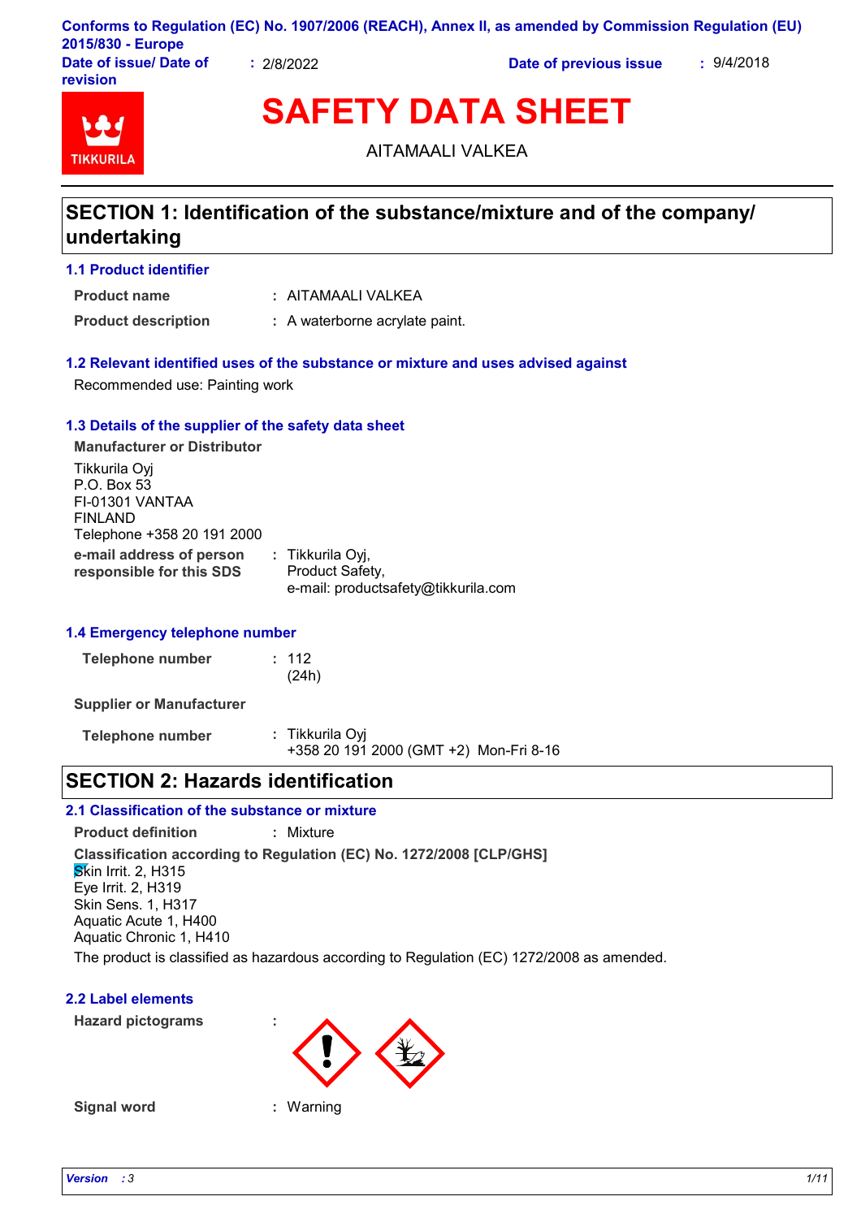Conforms to Regulation (EC) No. 1907/2006 (REACH), Annex II, as amended by Commission Regulation (EU) 2015/830 - Europe

**Date of issue/ Date of revision** : 2/8/2022 **Date of previous issue** : 9/4/2018

# SAFETY DATA SHEET

AITAMAALI VALKEA

## SECTION 1: Identification of the substance/mixture and of the company/ undertaking

### 1.1 Product identifier

**Product name** : AITAMAALI VALKEA

**Product description** : A waterborne acrylate paint.

### 1.2 Relevant identified uses of the substance or mixture and uses advised against

Recommended use: Painting work

### 1.3 Details of the supplier of the safety data sheet

**Manufacturer or Distributor**

Tikkurila Oyj
P.O. Box 53
FI-01301 VANTAA
FINLAND
Telephone +358 20 191 2000

**e-mail address of person responsible for this SDS** : Tikkurila Oyj, Product Safety, e-mail: productsafety@tikkurila.com

### 1.4 Emergency telephone number

**Telephone number** : 112 (24h)

**Supplier or Manufacturer**

**Telephone number** : Tikkurila Oyj
+358 20 191 2000 (GMT +2) Mon-Fri 8-16

## SECTION 2: Hazards identification

### 2.1 Classification of the substance or mixture

**Product definition** : Mixture

**Classification according to Regulation (EC) No. 1272/2008 [CLP/GHS]**

Skin Irrit. 2, H315
Eye Irrit. 2, H319
Skin Sens. 1, H317
Aquatic Acute 1, H400
Aquatic Chronic 1, H410

The product is classified as hazardous according to Regulation (EC) 1272/2008 as amended.

### 2.2 Label elements

**Hazard pictograms** :

**Signal word** : Warning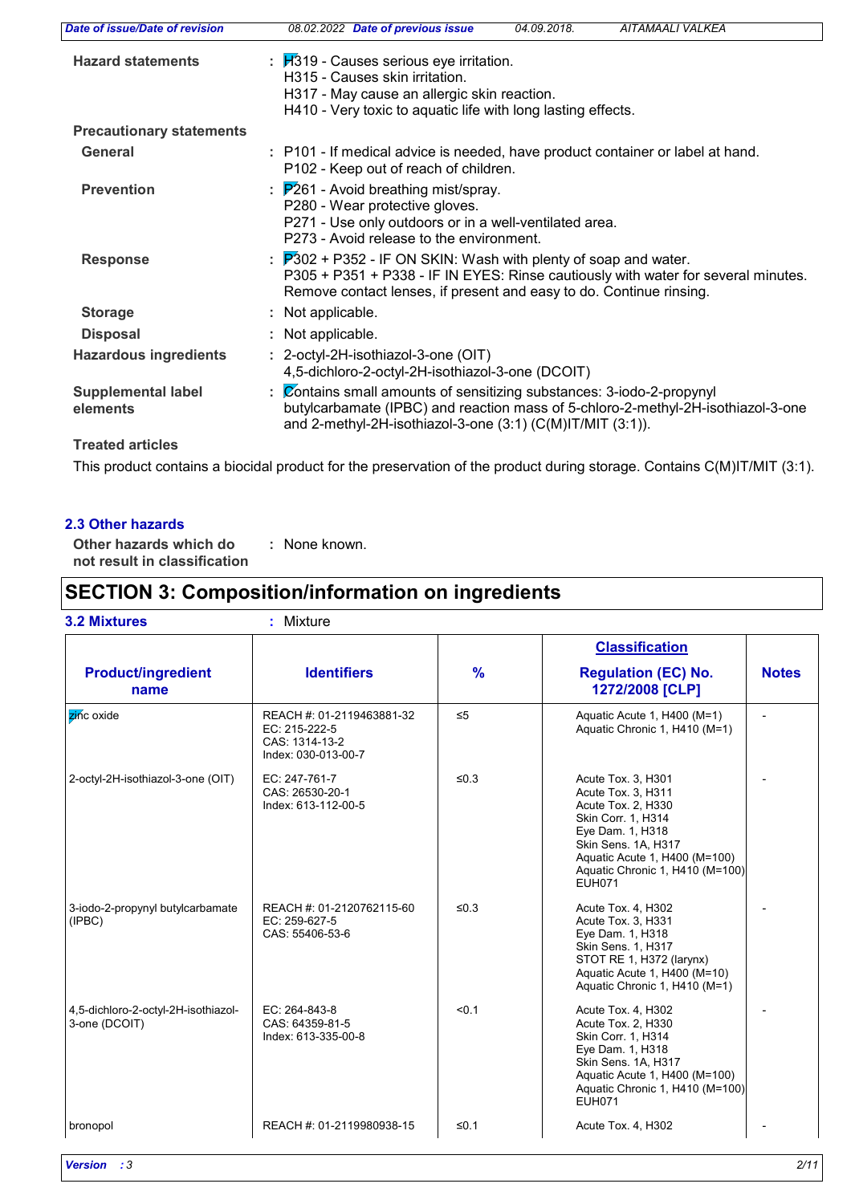**Hazard statements** : H319 - Causes serious eye irritation.
H315 - Causes skin irritation.
H317 - May cause an allergic skin reaction.
H410 - Very toxic to aquatic life with long lasting effects.

**Precautionary statements**

**General** : P101 - If medical advice is needed, have product container or label at hand.
P102 - Keep out of reach of children.

**Prevention** : P261 - Avoid breathing mist/spray.
P280 - Wear protective gloves.
P271 - Use only outdoors or in a well-ventilated area.
P273 - Avoid release to the environment.

**Response** : P302 + P352 - IF ON SKIN: Wash with plenty of soap and water.
P305 + P351 + P338 - IF IN EYES: Rinse cautiously with water for several minutes. Remove contact lenses, if present and easy to do. Continue rinsing.

**Storage** : Not applicable.

**Disposal** : Not applicable.

**Hazardous ingredients** : 2-octyl-2H-isothiazol-3-one (OIT)
4,5-dichloro-2-octyl-2H-isothiazol-3-one (DCOIT)

**Supplemental label elements** : Contains small amounts of sensitizing substances: 3-iodo-2-propynyl butylcarbamate (IPBC) and reaction mass of 5-chloro-2-methyl-2H-isothiazol-3-one and 2-methyl-2H-isothiazol-3-one (3:1) (C(M)IT/MIT (3:1)).

**Treated articles**

This product contains a biocidal product for the preservation of the product during storage. Contains C(M)IT/MIT (3:1).

### 2.3 Other hazards

**Other hazards which do not result in classification** : None known.

## SECTION 3: Composition/information on ingredients

**3.2 Mixtures** : Mixture

| Product/ingredient name | Identifiers | % | Classification Regulation (EC) No. 1272/2008 [CLP] | Notes |
|---|---|---|---|---|
| zinc oxide | REACH #: 01-2119463881-32<br>EC: 215-222-5<br>CAS: 1314-13-2<br>Index: 030-013-00-7 | ≤5 | Aquatic Acute 1, H400 (M=1)<br>Aquatic Chronic 1, H410 (M=1) | - |
| 2-octyl-2H-isothiazol-3-one (OIT) | EC: 247-761-7<br>CAS: 26530-20-1<br>Index: 613-112-00-5 | ≤0.3 | Acute Tox. 3, H301<br>Acute Tox. 3, H311<br>Acute Tox. 2, H330<br>Skin Corr. 1, H314<br>Eye Dam. 1, H318<br>Skin Sens. 1A, H317<br>Aquatic Acute 1, H400 (M=100)<br>Aquatic Chronic 1, H410 (M=100)<br>EUH071 | - |
| 3-iodo-2-propynyl butylcarbamate (IPBC) | REACH #: 01-2120762115-60<br>EC: 259-627-5<br>CAS: 55406-53-6 | ≤0.3 | Acute Tox. 4, H302<br>Acute Tox. 3, H331<br>Eye Dam. 1, H318<br>Skin Sens. 1, H317<br>STOT RE 1, H372 (larynx)<br>Aquatic Acute 1, H400 (M=10)<br>Aquatic Chronic 1, H410 (M=1) | - |
| 4,5-dichloro-2-octyl-2H-isothiazol-3-one (DCOIT) | EC: 264-843-8<br>CAS: 64359-81-5<br>Index: 613-335-00-8 | <0.1 | Acute Tox. 4, H302<br>Acute Tox. 2, H330<br>Skin Corr. 1, H314<br>Eye Dam. 1, H318<br>Skin Sens. 1A, H317<br>Aquatic Acute 1, H400 (M=100)<br>Aquatic Chronic 1, H410 (M=100)<br>EUH071 | - |
| bronopol | REACH #: 01-2119980938-15 | ≤0.1 | Acute Tox. 4, H302 | - |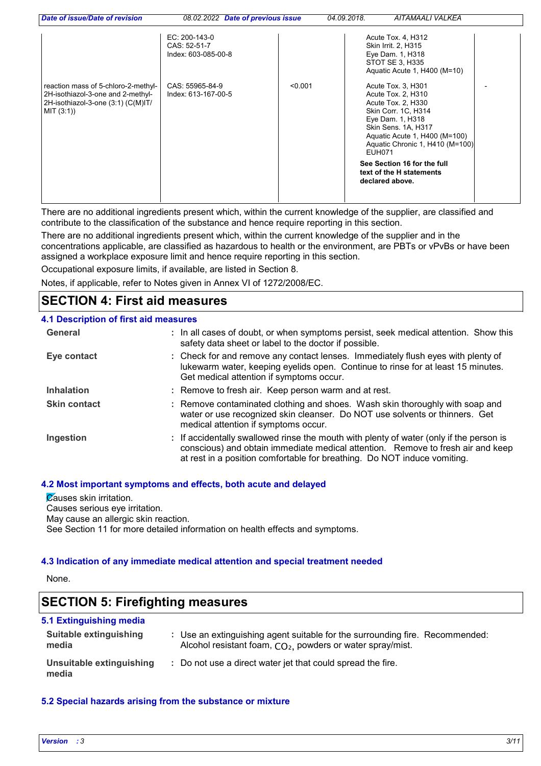| | | | | |
|---|---|---|---|---|
| | EC: 200-143-0<br>CAS: 52-51-7<br>Index: 603-085-00-8 | | Acute Tox. 4, H312<br>Skin Irrit. 2, H315<br>Eye Dam. 1, H318<br>STOT SE 3, H335<br>Aquatic Acute 1, H400 (M=10) | |
| reaction mass of 5-chloro-2-methyl-2H-isothiazol-3-one and 2-methyl-2H-isothiazol-3-one (3:1) (C(M)IT/MIT (3:1)) | CAS: 55965-84-9<br>Index: 613-167-00-5 | <0.001 | Acute Tox. 3, H301<br>Acute Tox. 2, H310<br>Acute Tox. 2, H330<br>Skin Corr. 1C, H314<br>Eye Dam. 1, H318<br>Skin Sens. 1A, H317<br>Aquatic Acute 1, H400 (M=100)<br>Aquatic Chronic 1, H410 (M=100)<br>EUH071<br>**See Section 16 for the full text of the H statements declared above.** | - |

There are no additional ingredients present which, within the current knowledge of the supplier, are classified and contribute to the classification of the substance and hence require reporting in this section.

There are no additional ingredients present which, within the current knowledge of the supplier and in the concentrations applicable, are classified as hazardous to health or the environment, are PBTs or vPvBs or have been assigned a workplace exposure limit and hence require reporting in this section.

Occupational exposure limits, if available, are listed in Section 8.

Notes, if applicable, refer to Notes given in Annex VI of 1272/2008/EC.

## SECTION 4: First aid measures

### 4.1 Description of first aid measures

**General** : In all cases of doubt, or when symptoms persist, seek medical attention. Show this safety data sheet or label to the doctor if possible.

**Eye contact** : Check for and remove any contact lenses. Immediately flush eyes with plenty of lukewarm water, keeping eyelids open. Continue to rinse for at least 15 minutes. Get medical attention if symptoms occur.

**Inhalation** : Remove to fresh air. Keep person warm and at rest.

**Skin contact** : Remove contaminated clothing and shoes. Wash skin thoroughly with soap and water or use recognized skin cleanser. Do NOT use solvents or thinners. Get medical attention if symptoms occur.

**Ingestion** : If accidentally swallowed rinse the mouth with plenty of water (only if the person is conscious) and obtain immediate medical attention. Remove to fresh air and keep at rest in a position comfortable for breathing. Do NOT induce vomiting.

### 4.2 Most important symptoms and effects, both acute and delayed

Causes skin irritation.
Causes serious eye irritation.
May cause an allergic skin reaction.
See Section 11 for more detailed information on health effects and symptoms.

### 4.3 Indication of any immediate medical attention and special treatment needed

None.

## SECTION 5: Firefighting measures

### 5.1 Extinguishing media

**Suitable extinguishing media** : Use an extinguishing agent suitable for the surrounding fire. Recommended: Alcohol resistant foam, $CO_2$, powders or water spray/mist.

**Unsuitable extinguishing media** : Do not use a direct water jet that could spread the fire.

### 5.2 Special hazards arising from the substance or mixture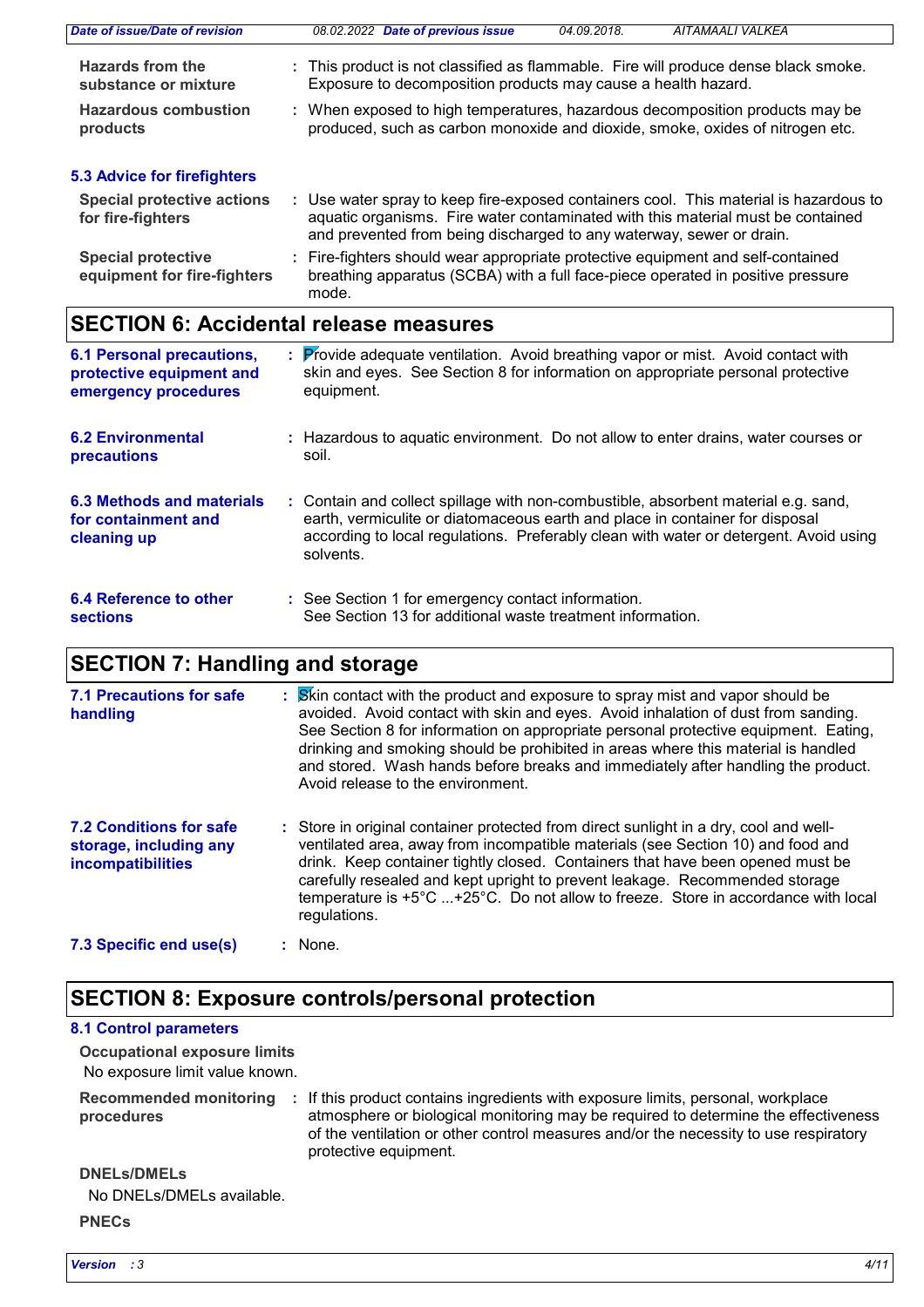**Hazards from the substance or mixture** : This product is not classified as flammable. Fire will produce dense black smoke. Exposure to decomposition products may cause a health hazard.

**Hazardous combustion products** : When exposed to high temperatures, hazardous decomposition products may be produced, such as carbon monoxide and dioxide, smoke, oxides of nitrogen etc.

### 5.3 Advice for firefighters

**Special protective actions for fire-fighters** : Use water spray to keep fire-exposed containers cool. This material is hazardous to aquatic organisms. Fire water contaminated with this material must be contained and prevented from being discharged to any waterway, sewer or drain.

**Special protective equipment for fire-fighters** : Fire-fighters should wear appropriate protective equipment and self-contained breathing apparatus (SCBA) with a full face-piece operated in positive pressure mode.

## SECTION 6: Accidental release measures

**6.1 Personal precautions, protective equipment and emergency procedures** : Provide adequate ventilation. Avoid breathing vapor or mist. Avoid contact with skin and eyes. See Section 8 for information on appropriate personal protective equipment.

**6.2 Environmental precautions** : Hazardous to aquatic environment. Do not allow to enter drains, water courses or soil.

**6.3 Methods and materials for containment and cleaning up** : Contain and collect spillage with non-combustible, absorbent material e.g. sand, earth, vermiculite or diatomaceous earth and place in container for disposal according to local regulations. Preferably clean with water or detergent. Avoid using solvents.

**6.4 Reference to other sections** : See Section 1 for emergency contact information.
See Section 13 for additional waste treatment information.

## SECTION 7: Handling and storage

**7.1 Precautions for safe handling** : Skin contact with the product and exposure to spray mist and vapor should be avoided. Avoid contact with skin and eyes. Avoid inhalation of dust from sanding. See Section 8 for information on appropriate personal protective equipment. Eating, drinking and smoking should be prohibited in areas where this material is handled and stored. Wash hands before breaks and immediately after handling the product. Avoid release to the environment.

**7.2 Conditions for safe storage, including any incompatibilities** : Store in original container protected from direct sunlight in a dry, cool and well-ventilated area, away from incompatible materials (see Section 10) and food and drink. Keep container tightly closed. Containers that have been opened must be carefully resealed and kept upright to prevent leakage. Recommended storage temperature is +5°C ...+25°C. Do not allow to freeze. Store in accordance with local regulations.

**7.3 Specific end use(s)** : None.

## SECTION 8: Exposure controls/personal protection

### 8.1 Control parameters

**Occupational exposure limits**

No exposure limit value known.

**Recommended monitoring procedures** : If this product contains ingredients with exposure limits, personal, workplace atmosphere or biological monitoring may be required to determine the effectiveness of the ventilation or other control measures and/or the necessity to use respiratory protective equipment.

**DNELs/DMELs**

No DNELs/DMELs available.

**PNECs**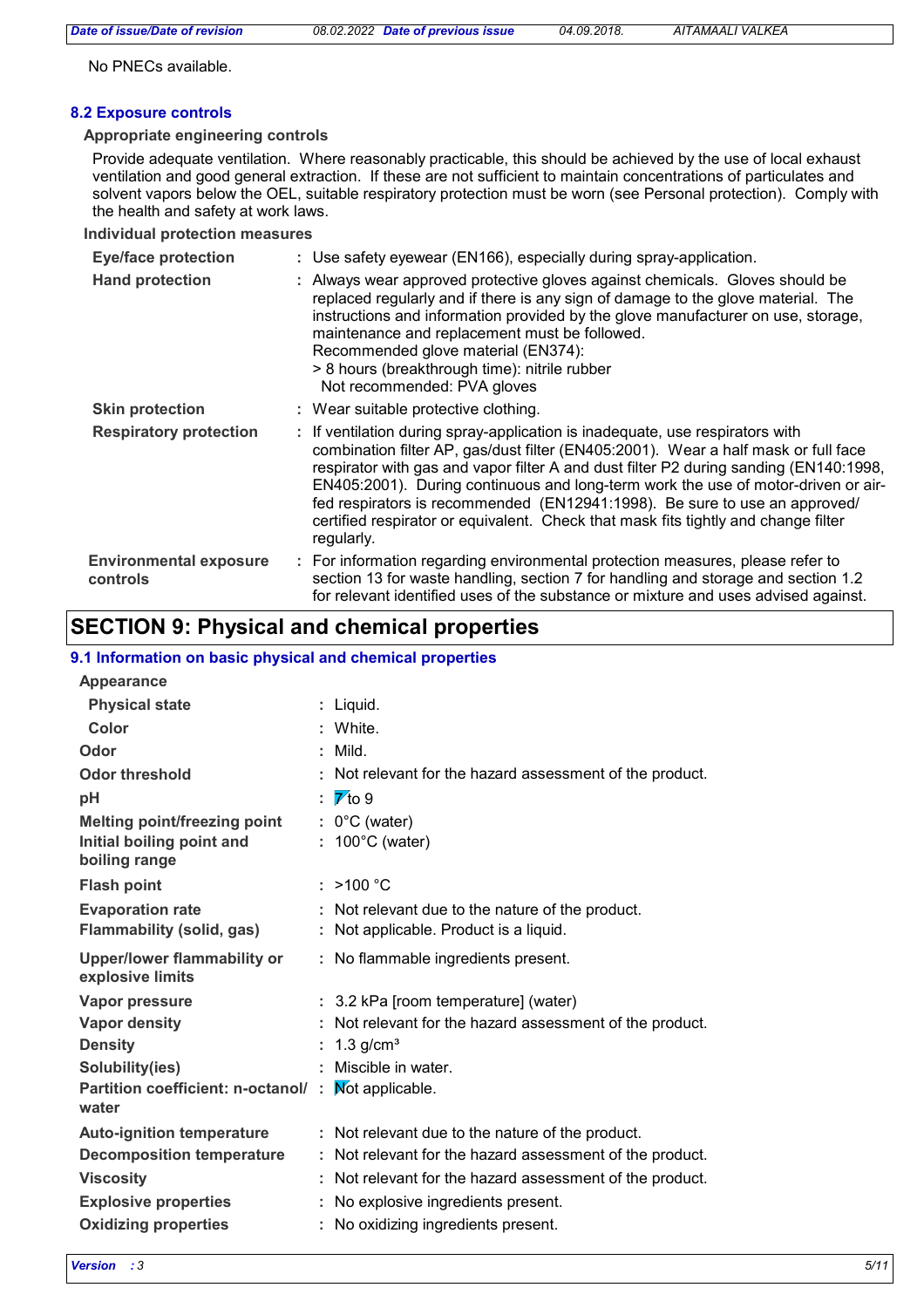No PNECs available.

### 8.2 Exposure controls

**Appropriate engineering controls**

Provide adequate ventilation. Where reasonably practicable, this should be achieved by the use of local exhaust ventilation and good general extraction. If these are not sufficient to maintain concentrations of particulates and solvent vapors below the OEL, suitable respiratory protection must be worn (see Personal protection). Comply with the health and safety at work laws.

**Individual protection measures**

| | |
|---|---|
| **Eye/face protection** | : Use safety eyewear (EN166), especially during spray-application. |
| **Hand protection** | : Always wear approved protective gloves against chemicals. Gloves should be replaced regularly and if there is any sign of damage to the glove material. The instructions and information provided by the glove manufacturer on use, storage, maintenance and replacement must be followed. Recommended glove material (EN374): > 8 hours (breakthrough time): nitrile rubber Not recommended: PVA gloves |
| **Skin protection** | : Wear suitable protective clothing. |
| **Respiratory protection** | : If ventilation during spray-application is inadequate, use respirators with combination filter AP, gas/dust filter (EN405:2001). Wear a half mask or full face respirator with gas and vapor filter A and dust filter P2 during sanding (EN140:1998, EN405:2001). During continuous and long-term work the use of motor-driven or air-fed respirators is recommended (EN12941:1998). Be sure to use an approved/ certified respirator or equivalent. Check that mask fits tightly and change filter regularly. |
| **Environmental exposure controls** | : For information regarding environmental protection measures, please refer to section 13 for waste handling, section 7 for handling and storage and section 1.2 for relevant identified uses of the substance or mixture and uses advised against. |

## SECTION 9: Physical and chemical properties

### 9.1 Information on basic physical and chemical properties

| | |
|---|---|
| **Appearance** | |
| **Physical state** | : Liquid. |
| **Color** | : White. |
| **Odor** | : Mild. |
| **Odor threshold** | : Not relevant for the hazard assessment of the product. |
| **pH** | : 7 to 9 |
| **Melting point/freezing point** | : 0°C (water) |
| **Initial boiling point and boiling range** | : 100°C (water) |
| **Flash point** | : >100 °C |
| **Evaporation rate** | : Not relevant due to the nature of the product. |
| **Flammability (solid, gas)** | : Not applicable. Product is a liquid. |
| **Upper/lower flammability or explosive limits** | : No flammable ingredients present. |
| **Vapor pressure** | : 3.2 kPa [room temperature] (water) |
| **Vapor density** | : Not relevant for the hazard assessment of the product. |
| **Density** | : 1.3 g/cm³ |
| **Solubility(ies)** | : Miscible in water. |
| **Partition coefficient: n-octanol/ water** | : Not applicable. |
| **Auto-ignition temperature** | : Not relevant due to the nature of the product. |
| **Decomposition temperature** | : Not relevant for the hazard assessment of the product. |
| **Viscosity** | : Not relevant for the hazard assessment of the product. |
| **Explosive properties** | : No explosive ingredients present. |
| **Oxidizing properties** | : No oxidizing ingredients present. |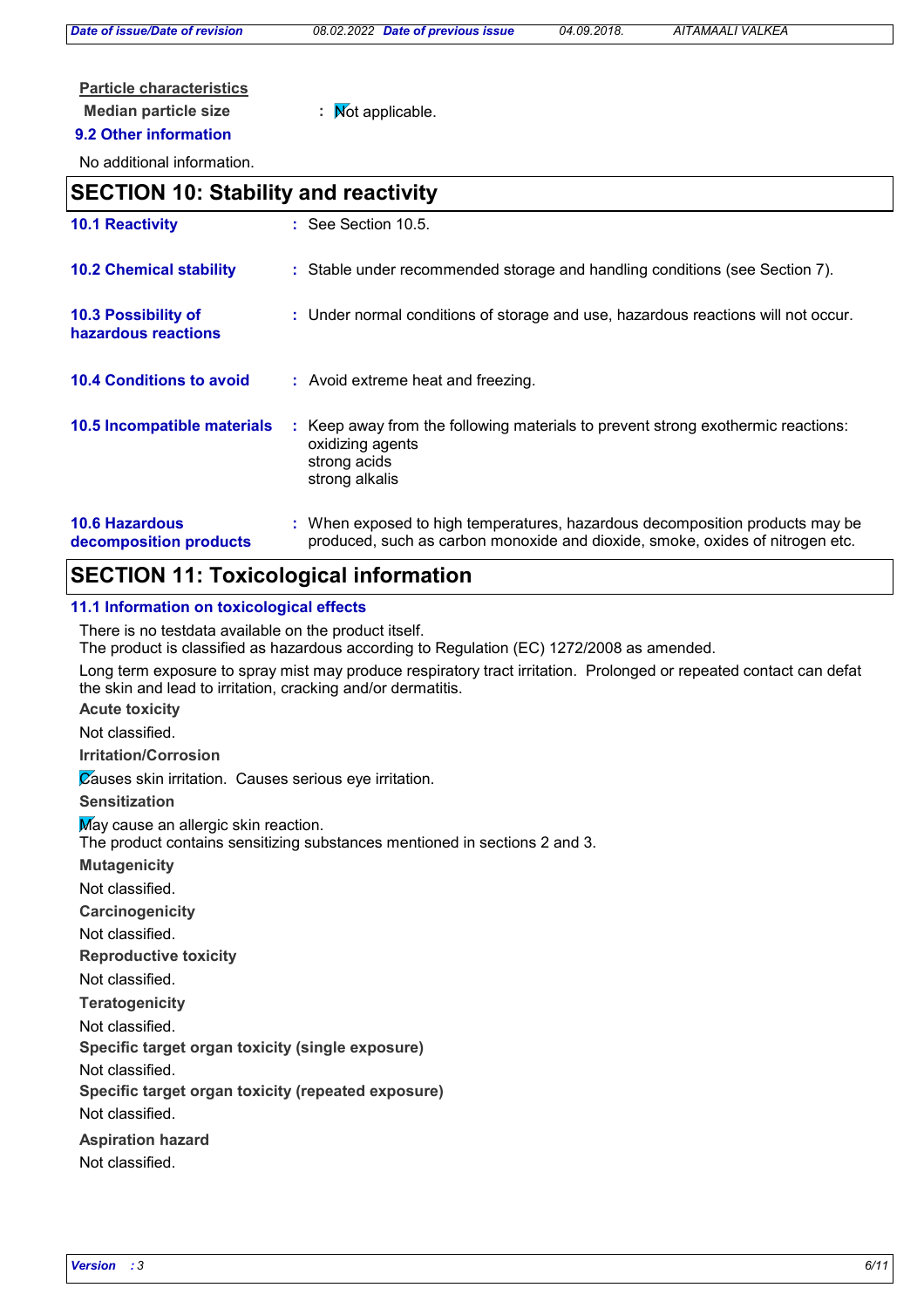**Particle characteristics**

**Median particle size** : Not applicable.

### 9.2 Other information

No additional information.

## SECTION 10: Stability and reactivity

| | |
|---|---|
| **10.1 Reactivity** | : See Section 10.5. |
| **10.2 Chemical stability** | : Stable under recommended storage and handling conditions (see Section 7). |
| **10.3 Possibility of hazardous reactions** | : Under normal conditions of storage and use, hazardous reactions will not occur. |
| **10.4 Conditions to avoid** | : Avoid extreme heat and freezing. |
| **10.5 Incompatible materials** | : Keep away from the following materials to prevent strong exothermic reactions: oxidizing agents strong acids strong alkalis |
| **10.6 Hazardous decomposition products** | : When exposed to high temperatures, hazardous decomposition products may be produced, such as carbon monoxide and dioxide, smoke, oxides of nitrogen etc. |

## SECTION 11: Toxicological information

### 11.1 Information on toxicological effects

There is no testdata available on the product itself.
The product is classified as hazardous according to Regulation (EC) 1272/2008 as amended.

Long term exposure to spray mist may produce respiratory tract irritation. Prolonged or repeated contact can defat the skin and lead to irritation, cracking and/or dermatitis.

**Acute toxicity**

Not classified.

**Irritation/Corrosion**

Causes skin irritation. Causes serious eye irritation.

**Sensitization**

May cause an allergic skin reaction.
The product contains sensitizing substances mentioned in sections 2 and 3.

**Mutagenicity**

Not classified.

**Carcinogenicity**

Not classified.

**Reproductive toxicity**

Not classified.

**Teratogenicity**

Not classified.

**Specific target organ toxicity (single exposure)**

Not classified.

**Specific target organ toxicity (repeated exposure)**

Not classified.

**Aspiration hazard**

Not classified.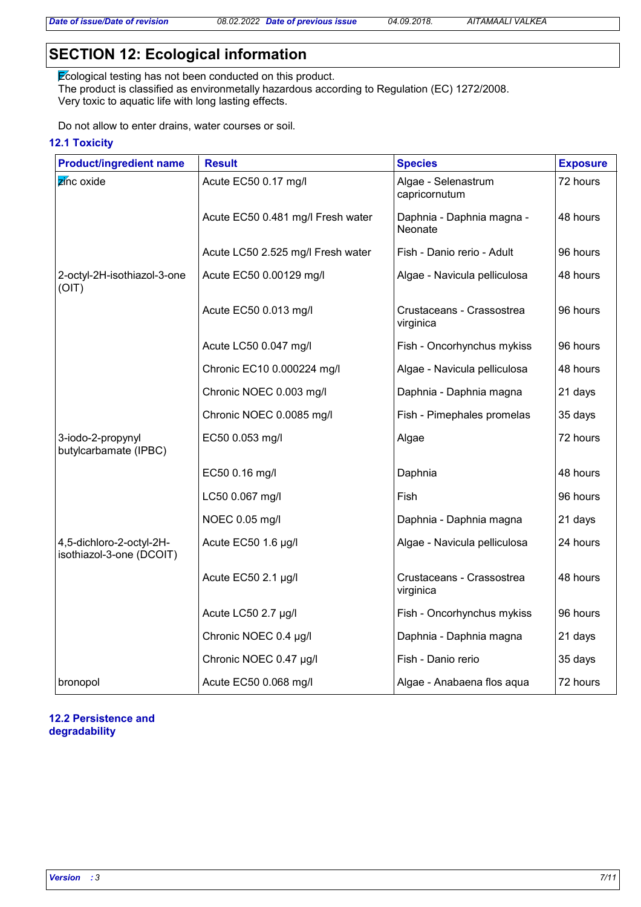## SECTION 12: Ecological information

Ecological testing has not been conducted on this product.
The product is classified as environmetally hazardous according to Regulation (EC) 1272/2008.
Very toxic to aquatic life with long lasting effects.

Do not allow to enter drains, water courses or soil.

### 12.1 Toxicity

| Product/ingredient name | Result | Species | Exposure |
|---|---|---|---|
| zinc oxide | Acute EC50 0.17 mg/l | Algae - Selenastrum capricornutum | 72 hours |
| | Acute EC50 0.481 mg/l Fresh water | Daphnia - Daphnia magna - Neonate | 48 hours |
| | Acute LC50 2.525 mg/l Fresh water | Fish - Danio rerio - Adult | 96 hours |
| 2-octyl-2H-isothiazol-3-one (OIT) | Acute EC50 0.00129 mg/l | Algae - Navicula pelliculosa | 48 hours |
| | Acute EC50 0.013 mg/l | Crustaceans - Crassostrea virginica | 96 hours |
| | Acute LC50 0.047 mg/l | Fish - Oncorhynchus mykiss | 96 hours |
| | Chronic EC10 0.000224 mg/l | Algae - Navicula pelliculosa | 48 hours |
| | Chronic NOEC 0.003 mg/l | Daphnia - Daphnia magna | 21 days |
| | Chronic NOEC 0.0085 mg/l | Fish - Pimephales promelas | 35 days |
| 3-iodo-2-propynyl butylcarbamate (IPBC) | EC50 0.053 mg/l | Algae | 72 hours |
| | EC50 0.16 mg/l | Daphnia | 48 hours |
| | LC50 0.067 mg/l | Fish | 96 hours |
| | NOEC 0.05 mg/l | Daphnia - Daphnia magna | 21 days |
| 4,5-dichloro-2-octyl-2H-isothiazol-3-one (DCOIT) | Acute EC50 1.6 µg/l | Algae - Navicula pelliculosa | 24 hours |
| | Acute EC50 2.1 µg/l | Crustaceans - Crassostrea virginica | 48 hours |
| | Acute LC50 2.7 µg/l | Fish - Oncorhynchus mykiss | 96 hours |
| | Chronic NOEC 0.4 µg/l | Daphnia - Daphnia magna | 21 days |
| | Chronic NOEC 0.47 µg/l | Fish - Danio rerio | 35 days |
| bronopol | Acute EC50 0.068 mg/l | Algae - Anabaena flos aqua | 72 hours |

### 12.2 Persistence and degradability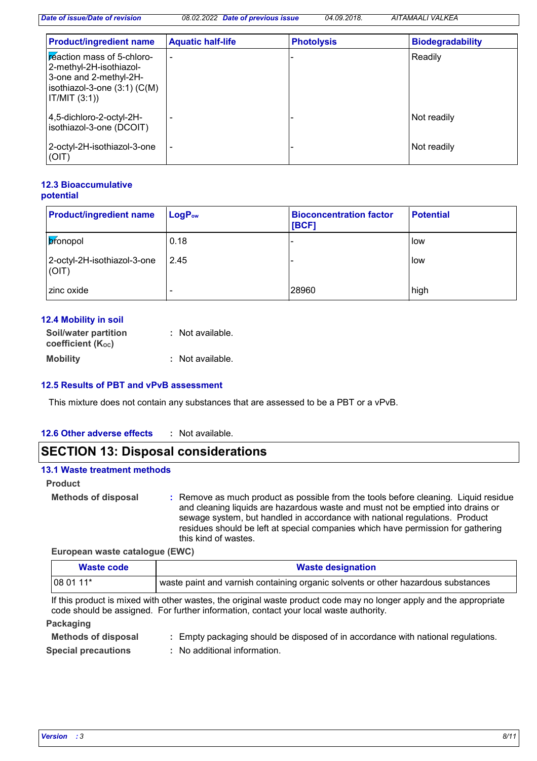| Product/ingredient name | Aquatic half-life | Photolysis | Biodegradability |
| --- | --- | --- | --- |
| reaction mass of 5-chloro-2-methyl-2H-isothiazol-3-one and 2-methyl-2H-isothiazol-3-one (3:1) (C(M)IT/MIT (3:1)) | - | - | Readily |
| 4,5-dichloro-2-octyl-2H-isothiazol-3-one (DCOIT) | - | - | Not readily |
| 2-octyl-2H-isothiazol-3-one (OIT) | - | - | Not readily |

### 12.3 Bioaccumulative potential

| Product/ingredient name | $LogP_{ow}$ | Bioconcentration factor [BCF] | Potential |
| --- | --- | --- | --- |
| bronopol | 0.18 | - | low |
| 2-octyl-2H-isothiazol-3-one (OIT) | 2.45 | - | low |
| zinc oxide | - | 28960 | high |

### 12.4 Mobility in soil

**Soil/water partition coefficient ($K_{OC}$)** : Not available.

**Mobility** : Not available.

### 12.5 Results of PBT and vPvB assessment

This mixture does not contain any substances that are assessed to be a PBT or a vPvB.

### 12.6 Other adverse effects

: Not available.

## SECTION 13: Disposal considerations

### 13.1 Waste treatment methods

**Product**

**Methods of disposal** : Remove as much product as possible from the tools before cleaning. Liquid residue and cleaning liquids are hazardous waste and must not be emptied into drains or sewage system, but handled in accordance with national regulations. Product residues should be left at special companies which have permission for gathering this kind of wastes.

**European waste catalogue (EWC)**

| Waste code | Waste designation |
| --- | --- |
| 08 01 11* | waste paint and varnish containing organic solvents or other hazardous substances |

If this product is mixed with other wastes, the original waste product code may no longer apply and the appropriate code should be assigned. For further information, contact your local waste authority.

**Packaging**

**Methods of disposal** : Empty packaging should be disposed of in accordance with national regulations.

**Special precautions** : No additional information.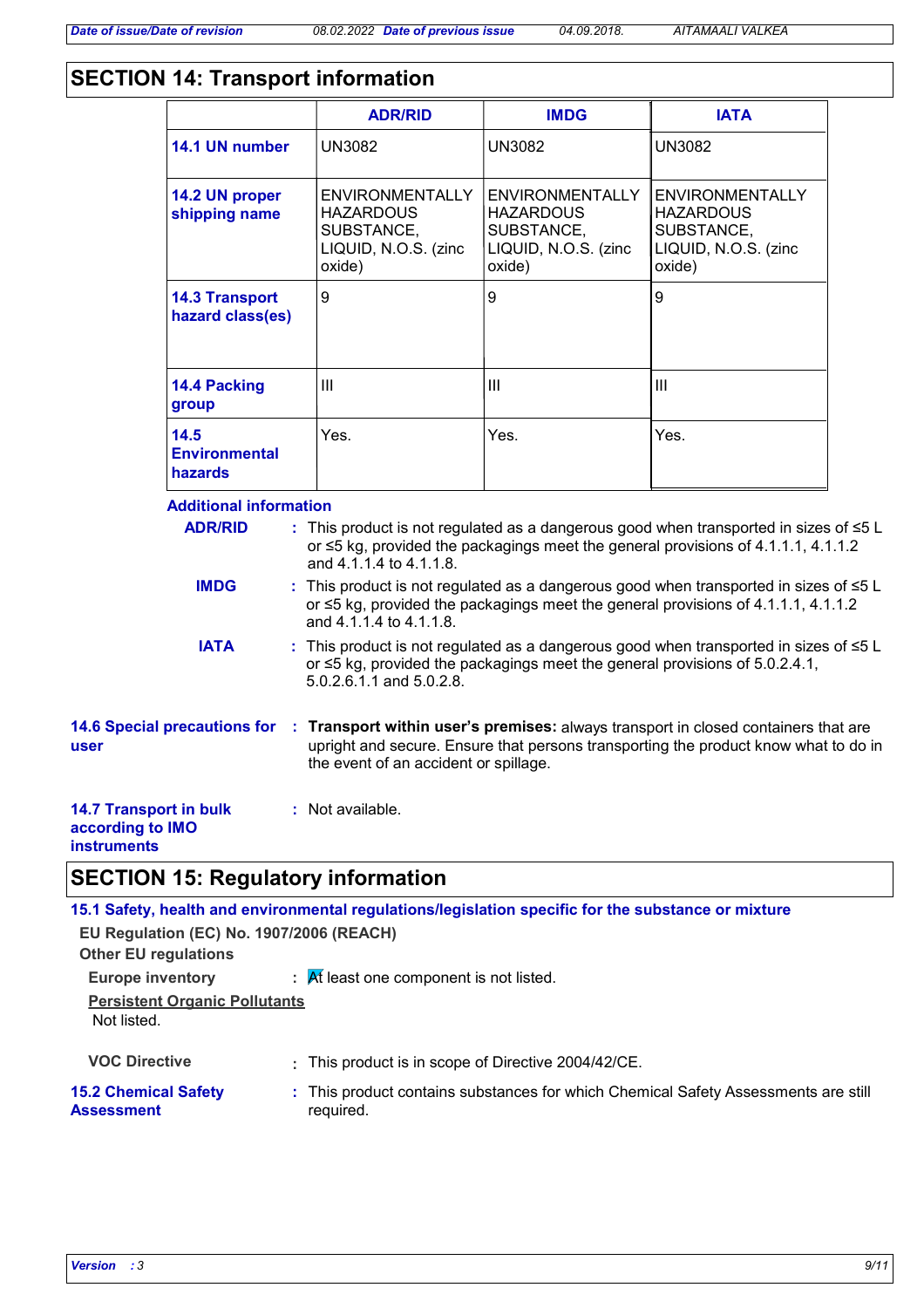## SECTION 14: Transport information

| | ADR/RID | IMDG | IATA |
|---|---|---|---|
| **14.1 UN number** | UN3082 | UN3082 | UN3082 |
| **14.2 UN proper shipping name** | ENVIRONMENTALLY HAZARDOUS SUBSTANCE, LIQUID, N.O.S. (zinc oxide) | ENVIRONMENTALLY HAZARDOUS SUBSTANCE, LIQUID, N.O.S. (zinc oxide) | ENVIRONMENTALLY HAZARDOUS SUBSTANCE, LIQUID, N.O.S. (zinc oxide) |
| **14.3 Transport hazard class(es)** | 9 | 9 | 9 |
| **14.4 Packing group** | III | III | III |
| **14.5 Environmental hazards** | Yes. | Yes. | Yes. |

**Additional information**

**ADR/RID** : This product is not regulated as a dangerous good when transported in sizes of ≤5 L or ≤5 kg, provided the packagings meet the general provisions of 4.1.1.1, 4.1.1.2 and 4.1.1.4 to 4.1.1.8.

**IMDG** : This product is not regulated as a dangerous good when transported in sizes of ≤5 L or ≤5 kg, provided the packagings meet the general provisions of 4.1.1.1, 4.1.1.2 and 4.1.1.4 to 4.1.1.8.

**IATA** : This product is not regulated as a dangerous good when transported in sizes of ≤5 L or ≤5 kg, provided the packagings meet the general provisions of 5.0.2.4.1, 5.0.2.6.1.1 and 5.0.2.8.

**14.6 Special precautions for user** : **Transport within user's premises:** always transport in closed containers that are upright and secure. Ensure that persons transporting the product know what to do in the event of an accident or spillage.

**14.7 Transport in bulk according to IMO instruments** : Not available.

## SECTION 15: Regulatory information

**15.1 Safety, health and environmental regulations/legislation specific for the substance or mixture**

**EU Regulation (EC) No. 1907/2006 (REACH)**

**Other EU regulations**

**Europe inventory** : At least one component is not listed.

**Persistent Organic Pollutants**

Not listed.

**VOC Directive** : This product is in scope of Directive 2004/42/CE.

**15.2 Chemical Safety Assessment** : This product contains substances for which Chemical Safety Assessments are still required.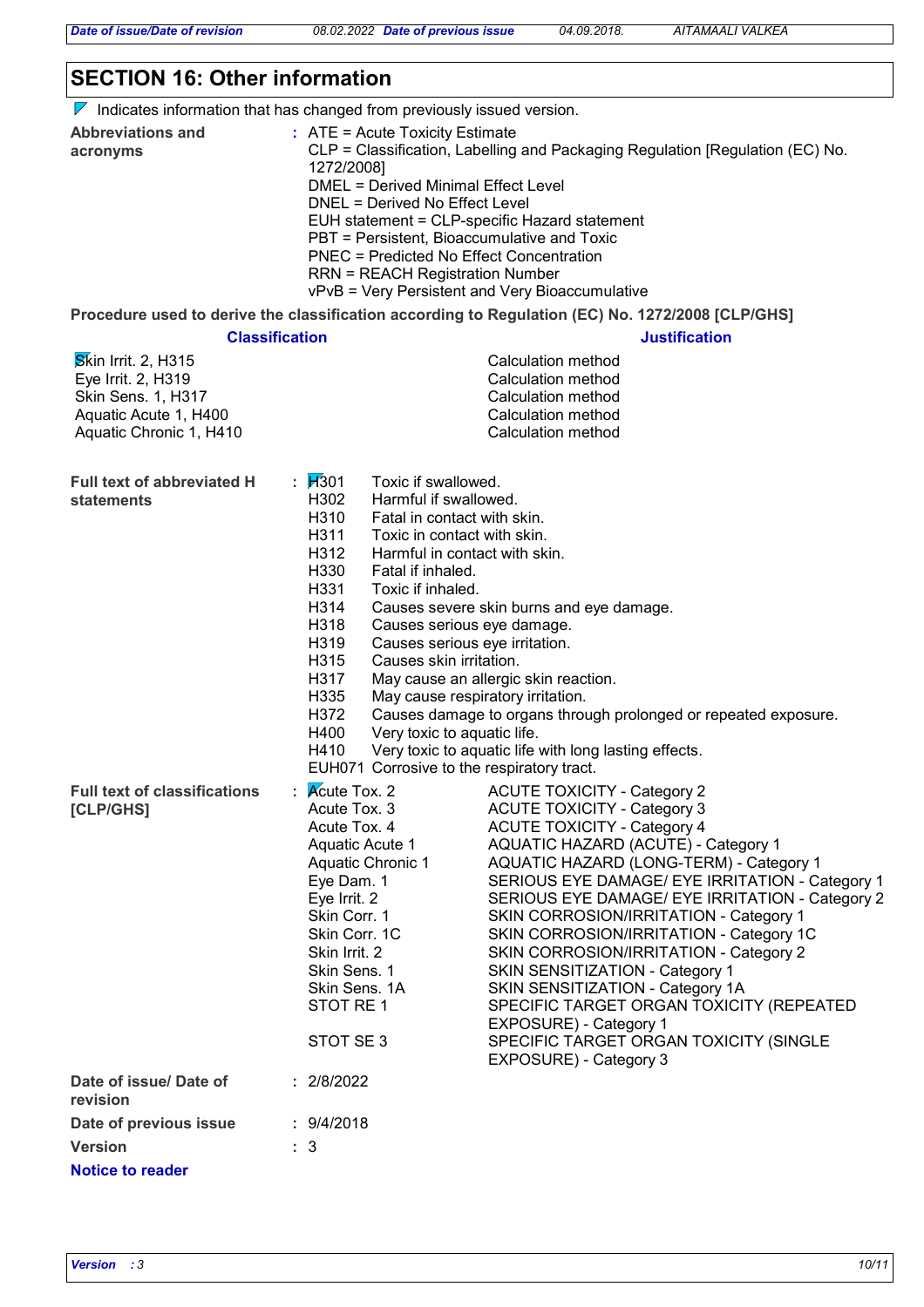## SECTION 16: Other information

Indicates information that has changed from previously issued version.

**Abbreviations and acronyms** : ATE = Acute Toxicity Estimate
CLP = Classification, Labelling and Packaging Regulation [Regulation (EC) No. 1272/2008]
DMEL = Derived Minimal Effect Level
DNEL = Derived No Effect Level
EUH statement = CLP-specific Hazard statement
PBT = Persistent, Bioaccumulative and Toxic
PNEC = Predicted No Effect Concentration
RRN = REACH Registration Number
vPvB = Very Persistent and Very Bioaccumulative

**Procedure used to derive the classification according to Regulation (EC) No. 1272/2008 [CLP/GHS]**

| Classification | Justification |
|---|---|
| Skin Irrit. 2, H315 | Calculation method |
| Eye Irrit. 2, H319 | Calculation method |
| Skin Sens. 1, H317 | Calculation method |
| Aquatic Acute 1, H400 | Calculation method |
| Aquatic Chronic 1, H410 | Calculation method |

**Full text of abbreviated H statements** :

| | |
|---|---|
| H301 | Toxic if swallowed. |
| H302 | Harmful if swallowed. |
| H310 | Fatal in contact with skin. |
| H311 | Toxic in contact with skin. |
| H312 | Harmful in contact with skin. |
| H330 | Fatal if inhaled. |
| H331 | Toxic if inhaled. |
| H314 | Causes severe skin burns and eye damage. |
| H318 | Causes serious eye damage. |
| H319 | Causes serious eye irritation. |
| H315 | Causes skin irritation. |
| H317 | May cause an allergic skin reaction. |
| H335 | May cause respiratory irritation. |
| H372 | Causes damage to organs through prolonged or repeated exposure. |
| H400 | Very toxic to aquatic life. |
| H410 | Very toxic to aquatic life with long lasting effects. |
| EUH071 | Corrosive to the respiratory tract. |

**Full text of classifications [CLP/GHS]** :

| | |
|---|---|
| Acute Tox. 2 | ACUTE TOXICITY - Category 2 |
| Acute Tox. 3 | ACUTE TOXICITY - Category 3 |
| Acute Tox. 4 | ACUTE TOXICITY - Category 4 |
| Aquatic Acute 1 | AQUATIC HAZARD (ACUTE) - Category 1 |
| Aquatic Chronic 1 | AQUATIC HAZARD (LONG-TERM) - Category 1 |
| Eye Dam. 1 | SERIOUS EYE DAMAGE/ EYE IRRITATION - Category 1 |
| Eye Irrit. 2 | SERIOUS EYE DAMAGE/ EYE IRRITATION - Category 2 |
| Skin Corr. 1 | SKIN CORROSION/IRRITATION - Category 1 |
| Skin Corr. 1C | SKIN CORROSION/IRRITATION - Category 1C |
| Skin Irrit. 2 | SKIN CORROSION/IRRITATION - Category 2 |
| Skin Sens. 1 | SKIN SENSITIZATION - Category 1 |
| Skin Sens. 1A | SKIN SENSITIZATION - Category 1A |
| STOT RE 1 | SPECIFIC TARGET ORGAN TOXICITY (REPEATED EXPOSURE) - Category 1 |
| STOT SE 3 | SPECIFIC TARGET ORGAN TOXICITY (SINGLE EXPOSURE) - Category 3 |

**Date of issue/ Date of revision** : 2/8/2022

**Date of previous issue** : 9/4/2018

**Version** : 3

**Notice to reader**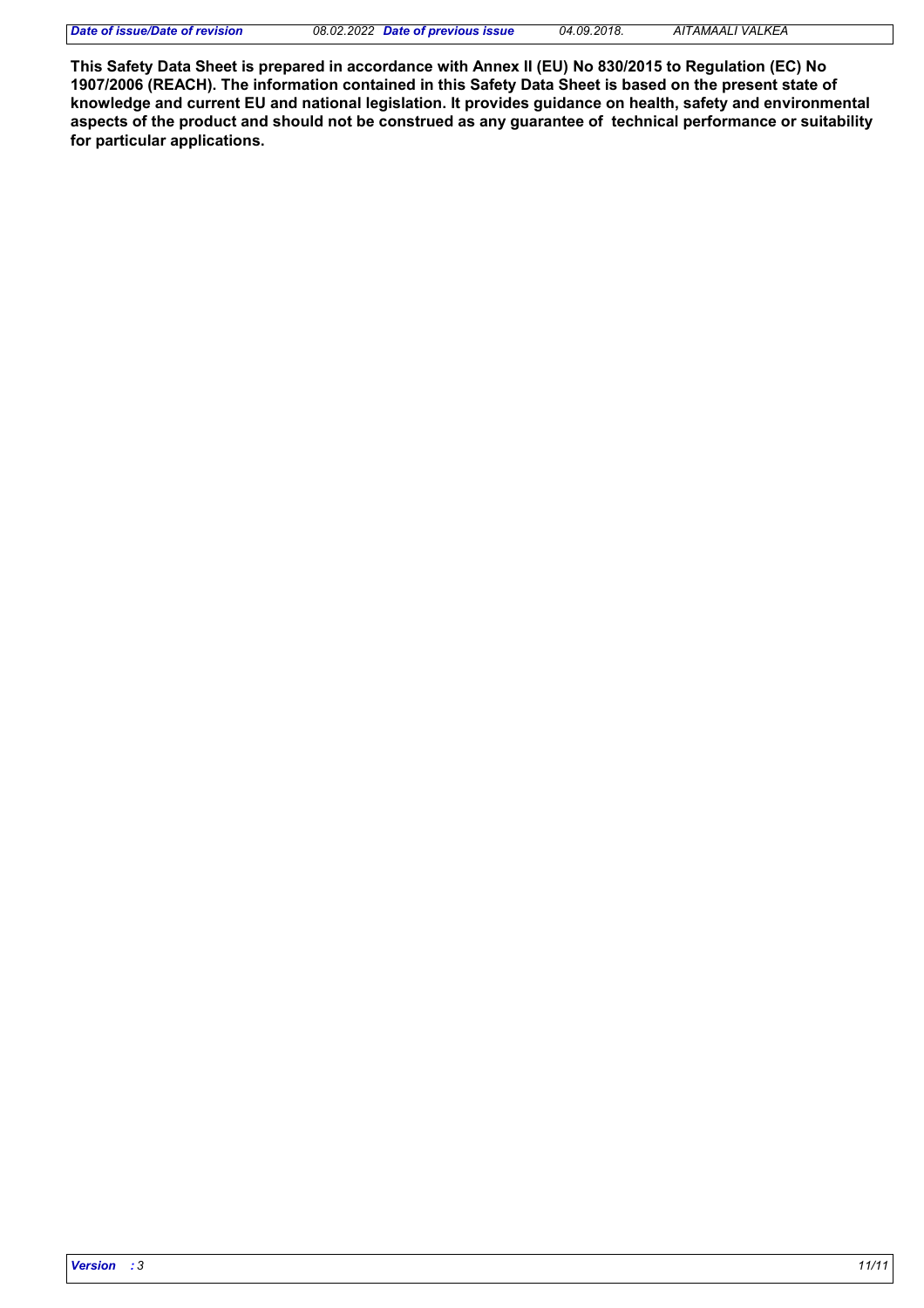**This Safety Data Sheet is prepared in accordance with Annex II (EU) No 830/2015 to Regulation (EC) No 1907/2006 (REACH). The information contained in this Safety Data Sheet is based on the present state of knowledge and current EU and national legislation. It provides guidance on health, safety and environmental aspects of the product and should not be construed as any guarantee of technical performance or suitability for particular applications.**